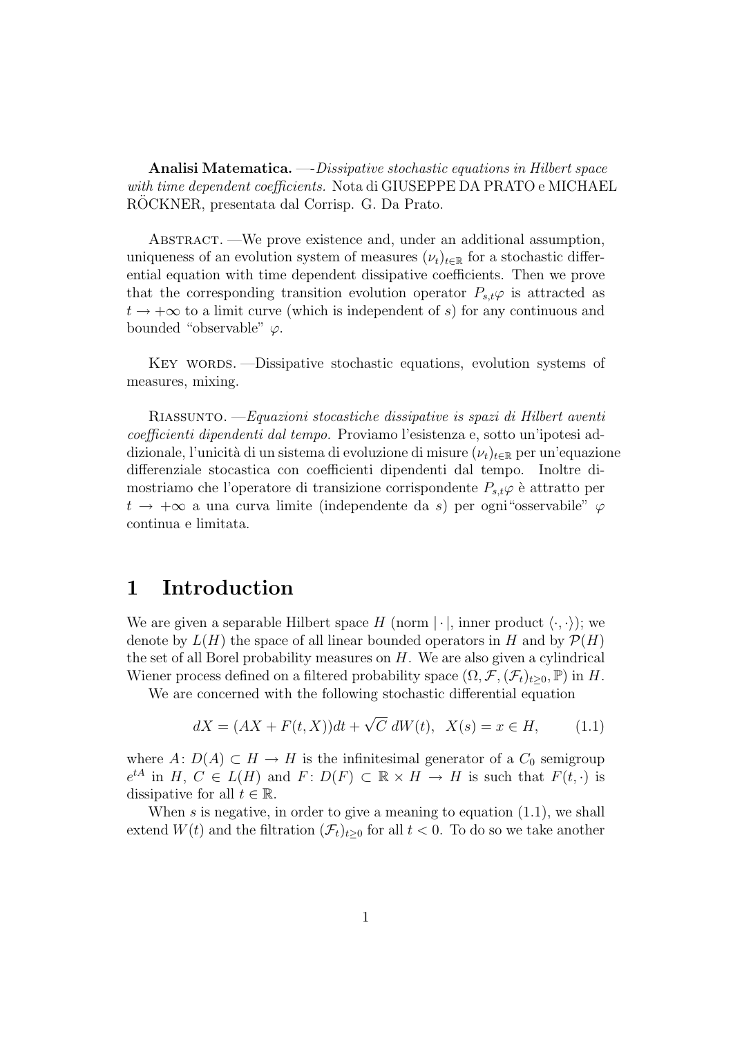**Analisi Matematica.** —*Dissipative stochastic equations in Hilbert space with time dependent coefficients.* Nota di GIUSEPPE DA PRATO e MICHAEL RÖCKNER, presentata dal Corrisp. G. Da Prato.

ABSTRACT. —We prove existence and, under an additional assumption, uniqueness of an evolution system of measures $(\nu_t)_{t\in\mathbb{R}}$ for a stochastic differential equation with time dependent dissipative coefficients. Then we prove that the corresponding transition evolution operator $P_{s,t}\varphi$ is attracted as $t \to +\infty$ to a limit curve (which is independent of $s$) for any continuous and bounded "observable" $\varphi$.

KEY WORDS. —Dissipative stochastic equations, evolution systems of measures, mixing.

RIASSUNTO. —*Equazioni stocastiche dissipative is spazi di Hilbert aventi coefficienti dipendenti dal tempo.* Proviamo l'esistenza e, sotto un'ipotesi addizionale, l'unicità di un sistema di evoluzione di misure $(\nu_t)_{t\in\mathbb{R}}$ per un'equazione differenziale stocastica con coefficienti dipendenti dal tempo. Inoltre dimostriamo che l'operatore di transizione corrispondente $P_{s,t}\varphi$ è attratto per $t \to +\infty$ a una curva limite (independente da $s$) per ogni"osservabile" $\varphi$ continua e limitata.

# 1 Introduction

We are given a separable Hilbert space $H$ (norm $|\cdot|$, inner product $\langle\cdot,\cdot\rangle$); we denote by $L(H)$ the space of all linear bounded operators in $H$ and by $\mathcal{P}(H)$ the set of all Borel probability measures on $H$. We are also given a cylindrical Wiener process defined on a filtered probability space $(\Omega, \mathcal{F}, (\mathcal{F}_t)_{t\geq 0}, \mathbb{P})$ in $H$.

We are concerned with the following stochastic differential equation

$$dX = (AX + F(t,X))dt + \sqrt{C}\, dW(t), \quad X(s) = x \in H, \tag{1.1}$$

where $A\colon D(A) \subset H \to H$ is the infinitesimal generator of a $C_0$ semigroup $e^{tA}$ in $H$, $C \in L(H)$ and $F\colon D(F) \subset \mathbb{R} \times H \to H$ is such that $F(t,\cdot)$ is dissipative for all $t \in \mathbb{R}$.

When $s$ is negative, in order to give a meaning to equation (1.1), we shall extend $W(t)$ and the filtration $(\mathcal{F}_t)_{t\geq 0}$ for all $t < 0$. To do so we take another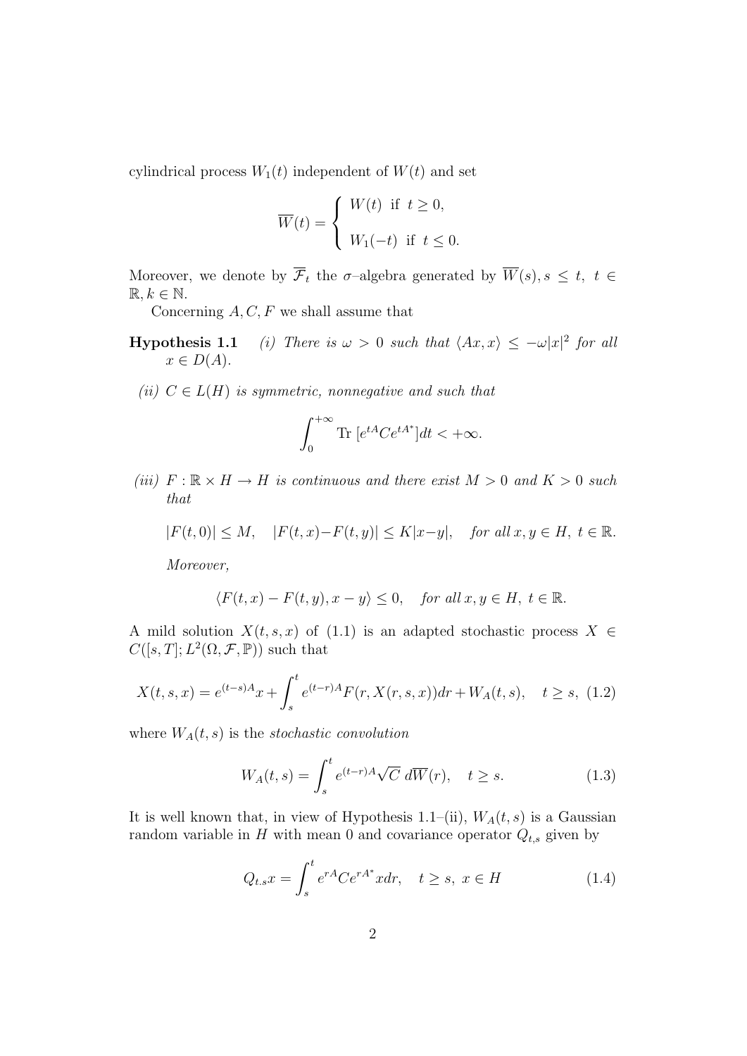cylindrical process $W_1(t)$ independent of $W(t)$ and set

$$\overline{W}(t) = \begin{cases} W(t) \text{ if } t \geq 0, \\ \\ W_1(-t) \text{ if } t \leq 0. \end{cases}$$

Moreover, we denote by $\overline{\mathcal{F}}_t$ the $\sigma$–algebra generated by $\overline{W}(s), s \leq t, \ t \in \mathbb{R}, k \in \mathbb{N}$.

Concerning $A, C, F$ we shall assume that

**Hypothesis 1.1** *(i) There is $\omega > 0$ such that $\langle Ax, x\rangle \leq -\omega|x|^2$ for all $x \in D(A)$.*

*(ii) $C \in L(H)$ is symmetric, nonnegative and such that*

$$\int_0^{+\infty} \text{Tr } [e^{tA}Ce^{tA^*}]dt < +\infty.$$

*(iii) $F : \mathbb{R} \times H \to H$ is continuous and there exist $M > 0$ and $K > 0$ such that*

$$|F(t, 0)| \leq M, \quad |F(t, x)-F(t, y)| \leq K|x-y|, \quad \textit{for all } x, y \in H, \ t \in \mathbb{R}.$$

*Moreover,*

$$\langle F(t, x) - F(t, y), x - y\rangle \leq 0, \quad \textit{for all } x, y \in H, \ t \in \mathbb{R}.$$

A mild solution $X(t, s, x)$ of (1.1) is an adapted stochastic process $X \in C([s, T]; L^2(\Omega, \mathcal{F}, \mathbb{P}))$ such that

$$X(t, s, x) = e^{(t-s)A}x + \int_s^t e^{(t-r)A}F(r, X(r, s, x))dr + W_A(t, s), \quad t \geq s, \tag{1.2}$$

where $W_A(t, s)$ is the *stochastic convolution*

$$W_A(t, s) = \int_s^t e^{(t-r)A}\sqrt{C} \ d\overline{W}(r), \quad t \geq s. \tag{1.3}$$

It is well known that, in view of Hypothesis 1.1–(ii), $W_A(t, s)$ is a Gaussian random variable in $H$ with mean 0 and covariance operator $Q_{t,s}$ given by

$$Q_{t.s}x = \int_s^t e^{rA}Ce^{rA^*}xdr, \quad t \geq s, \ x \in H \tag{1.4}$$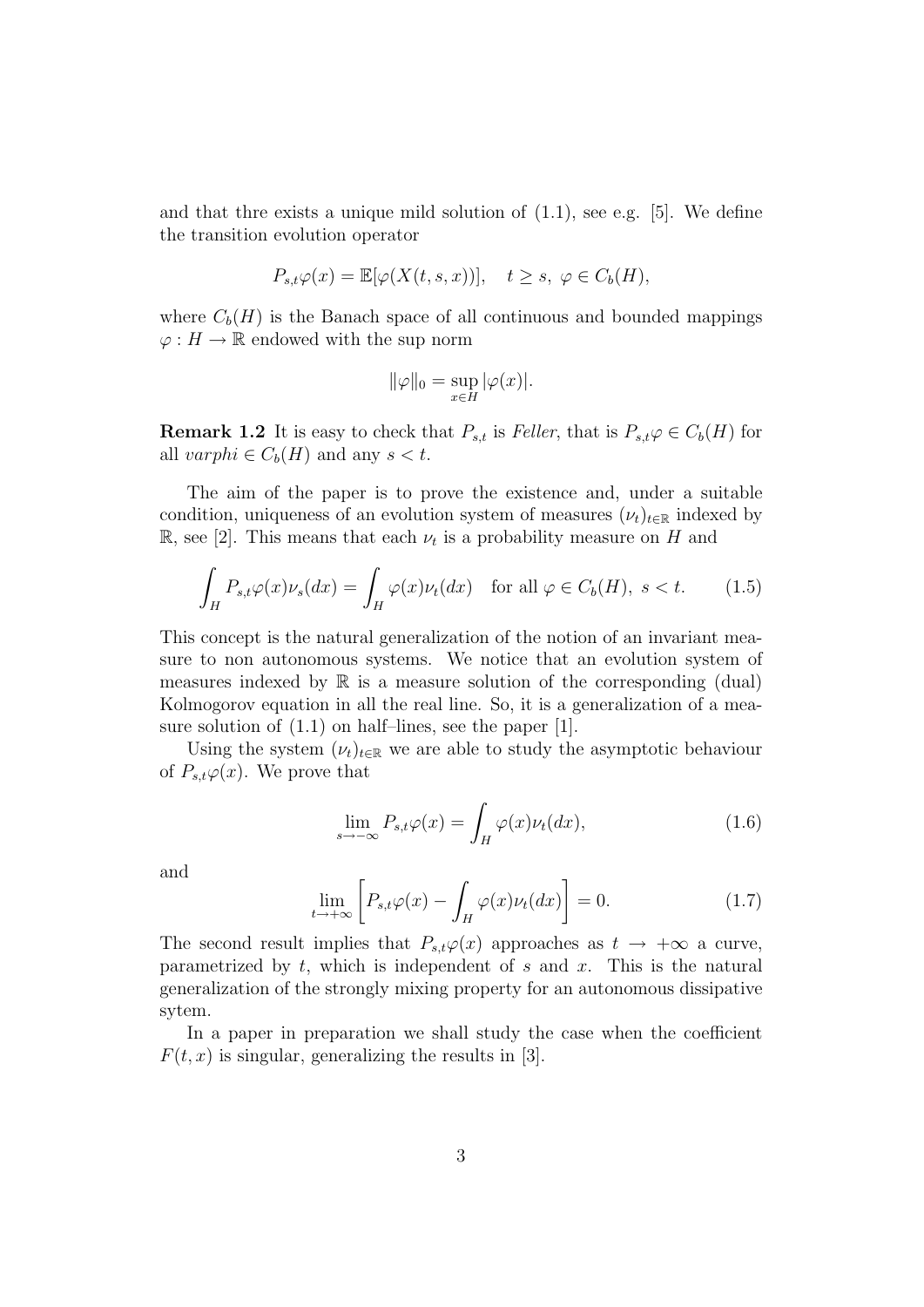and that thre exists a unique mild solution of (1.1), see e.g. [5]. We define the transition evolution operator

$$P_{s,t}\varphi(x) = \mathbb{E}[\varphi(X(t,s,x))], \quad t \geq s, \ \varphi \in C_b(H),$$

where $C_b(H)$ is the Banach space of all continuous and bounded mappings $\varphi : H \to \mathbb{R}$ endowed with the sup norm

$$\|\varphi\|_0 = \sup_{x \in H} |\varphi(x)|.$$

**Remark 1.2** It is easy to check that $P_{s,t}$ is *Feller*, that is $P_{s,t}\varphi \in C_b(H)$ for all $varphi \in C_b(H)$ and any $s < t$.

The aim of the paper is to prove the existence and, under a suitable condition, uniqueness of an evolution system of measures $(\nu_t)_{t\in\mathbb{R}}$ indexed by $\mathbb{R}$, see [2]. This means that each $\nu_t$ is a probability measure on $H$ and

$$\int_H P_{s,t}\varphi(x)\nu_s(dx) = \int_H \varphi(x)\nu_t(dx) \quad \text{for all } \varphi \in C_b(H), \ s < t. \tag{1.5}$$

This concept is the natural generalization of the notion of an invariant measure to non autonomous systems. We notice that an evolution system of measures indexed by $\mathbb{R}$ is a measure solution of the corresponding (dual) Kolmogorov equation in all the real line. So, it is a generalization of a measure solution of (1.1) on half–lines, see the paper [1].

Using the system $(\nu_t)_{t\in\mathbb{R}}$ we are able to study the asymptotic behaviour of $P_{s,t}\varphi(x)$. We prove that

$$\lim_{s\to-\infty} P_{s,t}\varphi(x) = \int_H \varphi(x)\nu_t(dx), \tag{1.6}$$

and

$$\lim_{t\to+\infty} \left[ P_{s,t}\varphi(x) - \int_H \varphi(x)\nu_t(dx) \right] = 0. \tag{1.7}$$

The second result implies that $P_{s,t}\varphi(x)$ approaches as $t \to +\infty$ a curve, parametrized by $t$, which is independent of $s$ and $x$. This is the natural generalization of the strongly mixing property for an autonomous dissipative sytem.

In a paper in preparation we shall study the case when the coefficient $F(t,x)$ is singular, generalizing the results in [3].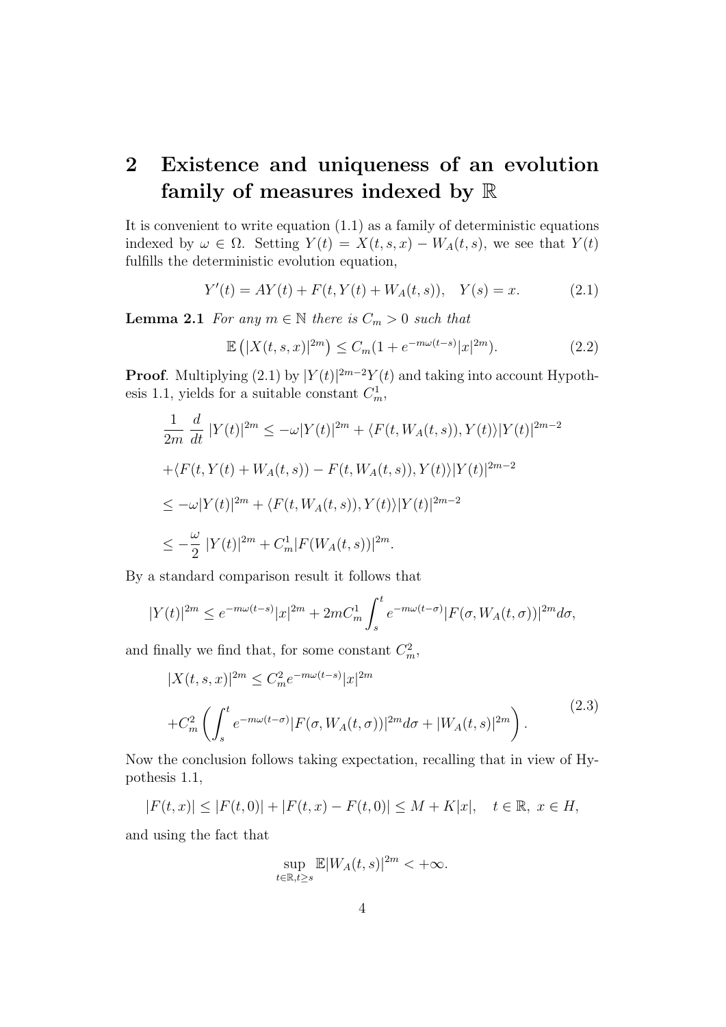## 2 Existence and uniqueness of an evolution family of measures indexed by $\mathbb{R}$

It is convenient to write equation (1.1) as a family of deterministic equations indexed by $\omega \in \Omega$. Setting $Y(t) = X(t,s,x) - W_A(t,s)$, we see that $Y(t)$ fulfills the deterministic evolution equation,

$$Y'(t) = AY(t) + F(t, Y(t) + W_A(t,s)), \quad Y(s) = x. \tag{2.1}$$

**Lemma 2.1** *For any $m \in \mathbb{N}$ there is $C_m > 0$ such that*

$$\mathbb{E}\left(|X(t,s,x)|^{2m}\right) \leq C_m(1 + e^{-m\omega(t-s)}|x|^{2m}). \tag{2.2}$$

**Proof**. Multiplying (2.1) by $|Y(t)|^{2m-2}Y(t)$ and taking into account Hypothesis 1.1, yields for a suitable constant $C_m^1$,

$$\frac{1}{2m}\,\frac{d}{dt}\,|Y(t)|^{2m} \leq -\omega|Y(t)|^{2m} + \langle F(t, W_A(t,s)), Y(t)\rangle |Y(t)|^{2m-2}$$

$$+\langle F(t, Y(t) + W_A(t,s)) - F(t, W_A(t,s)), Y(t)\rangle |Y(t)|^{2m-2}$$

$$\leq -\omega|Y(t)|^{2m} + \langle F(t, W_A(t,s)), Y(t)\rangle |Y(t)|^{2m-2}$$

$$\leq -\frac{\omega}{2}\,|Y(t)|^{2m} + C_m^1|F(W_A(t,s))|^{2m}.$$

By a standard comparison result it follows that

$$|Y(t)|^{2m} \leq e^{-m\omega(t-s)}|x|^{2m} + 2mC_m^1 \int_s^t e^{-m\omega(t-\sigma)}|F(\sigma, W_A(t,\sigma))|^{2m}d\sigma,$$

and finally we find that, for some constant $C_m^2$,

$$\begin{aligned}
&|X(t,s,x)|^{2m} \leq C_m^2 e^{-m\omega(t-s)}|x|^{2m} \\
&+C_m^2\left(\int_s^t e^{-m\omega(t-\sigma)}|F(\sigma, W_A(t,\sigma))|^{2m}d\sigma + |W_A(t,s)|^{2m}\right).
\end{aligned} \tag{2.3}$$

Now the conclusion follows taking expectation, recalling that in view of Hypothesis 1.1,

$$|F(t,x)| \leq |F(t,0)| + |F(t,x) - F(t,0)| \leq M + K|x|, \quad t \in \mathbb{R},\ x \in H,$$

and using the fact that

$$\sup_{t\in\mathbb{R}, t\geq s} \mathbb{E}|W_A(t,s)|^{2m} < +\infty.$$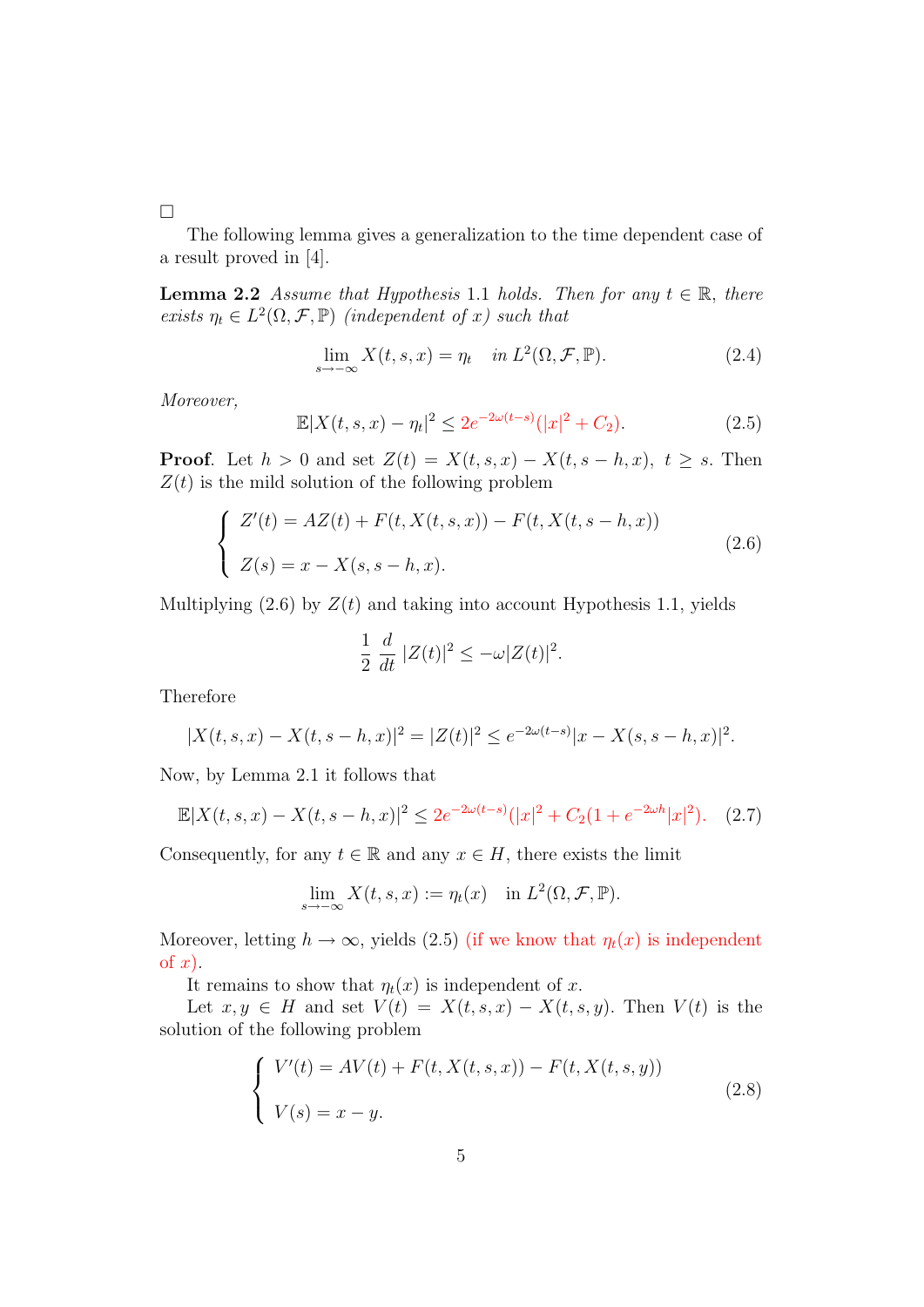□

The following lemma gives a generalization to the time dependent case of a result proved in [4].

**Lemma 2.2** *Assume that Hypothesis* 1.1 *holds. Then for any* $t \in \mathbb{R}$, *there exists* $\eta_t \in L^2(\Omega, \mathcal{F}, \mathbb{P})$ *(independent of* $x$*) such that*

$$\lim_{s \to -\infty} X(t, s, x) = \eta_t \quad \text{in } L^2(\Omega, \mathcal{F}, \mathbb{P}). \tag{2.4}$$

*Moreover,*

$$\mathbb{E}|X(t, s, x) - \eta_t|^2 \leq 2e^{-2\omega(t-s)}(|x|^2 + C_2). \tag{2.5}$$

**Proof**. Let $h > 0$ and set $Z(t) = X(t, s, x) - X(t, s-h, x)$, $t \geq s$. Then $Z(t)$ is the mild solution of the following problem

$$\begin{cases} Z'(t) = AZ(t) + F(t, X(t, s, x)) - F(t, X(t, s-h, x)) \\ \\ Z(s) = x - X(s, s-h, x). \end{cases} \tag{2.6}$$

Multiplying (2.6) by $Z(t)$ and taking into account Hypothesis 1.1, yields

$$\frac{1}{2} \frac{d}{dt} |Z(t)|^2 \leq -\omega |Z(t)|^2.$$

Therefore

$$|X(t, s, x) - X(t, s-h, x)|^2 = |Z(t)|^2 \leq e^{-2\omega(t-s)} |x - X(s, s-h, x)|^2.$$

Now, by Lemma 2.1 it follows that

$$\mathbb{E}|X(t, s, x) - X(t, s-h, x)|^2 \leq 2e^{-2\omega(t-s)}(|x|^2 + C_2(1 + e^{-2\omega h}|x|^2). \tag{2.7}$$

Consequently, for any $t \in \mathbb{R}$ and any $x \in H$, there exists the limit

$$\lim_{s \to -\infty} X(t, s, x) := \eta_t(x) \quad \text{in } L^2(\Omega, \mathcal{F}, \mathbb{P}).$$

Moreover, letting $h \to \infty$, yields (2.5) (if we know that $\eta_t(x)$ is independent of $x$).

It remains to show that $\eta_t(x)$ is independent of $x$.

Let $x, y \in H$ and set $V(t) = X(t, s, x) - X(t, s, y)$. Then $V(t)$ is the solution of the following problem

$$\begin{cases} V'(t) = AV(t) + F(t, X(t, s, x)) - F(t, X(t, s, y)) \\ \\ V(s) = x - y. \end{cases} \tag{2.8}$$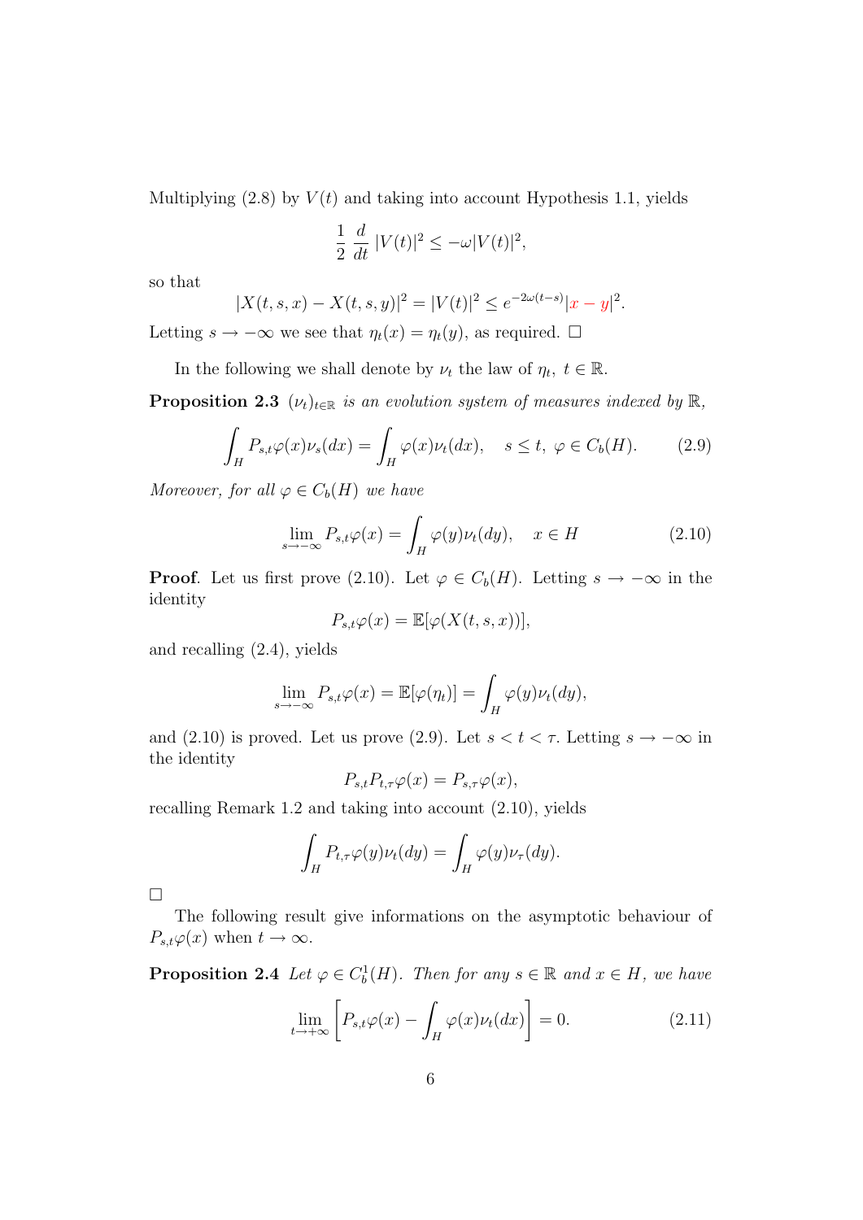Multiplying (2.8) by $V(t)$ and taking into account Hypothesis 1.1, yields

$$\frac{1}{2}\frac{d}{dt}|V(t)|^2 \leq -\omega |V(t)|^2,$$

so that

$$|X(t,s,x) - X(t,s,y)|^2 = |V(t)|^2 \leq e^{-2\omega(t-s)}|x-y|^2.$$

Letting $s \to -\infty$ we see that $\eta_t(x) = \eta_t(y)$, as required. $\square$

In the following we shall denote by $\nu_t$ the law of $\eta_t$, $t \in \mathbb{R}$.

**Proposition 2.3** *$(\nu_t)_{t\in\mathbb{R}}$ is an evolution system of measures indexed by $\mathbb{R}$,*

$$\int_H P_{s,t}\varphi(x)\nu_s(dx) = \int_H \varphi(x)\nu_t(dx), \quad s \leq t,\ \varphi \in C_b(H). \tag{2.9}$$

*Moreover, for all $\varphi \in C_b(H)$ we have*

$$\lim_{s\to-\infty} P_{s,t}\varphi(x) = \int_H \varphi(y)\nu_t(dy), \quad x \in H \tag{2.10}$$

**Proof**. Let us first prove (2.10). Let $\varphi \in C_b(H)$. Letting $s \to -\infty$ in the identity

$$P_{s,t}\varphi(x) = \mathbb{E}[\varphi(X(t,s,x))],$$

and recalling (2.4), yields

$$\lim_{s\to-\infty} P_{s,t}\varphi(x) = \mathbb{E}[\varphi(\eta_t)] = \int_H \varphi(y)\nu_t(dy),$$

and (2.10) is proved. Let us prove (2.9). Let $s < t < \tau$. Letting $s \to -\infty$ in the identity

$$P_{s,t}P_{t,\tau}\varphi(x) = P_{s,\tau}\varphi(x),$$

recalling Remark 1.2 and taking into account (2.10), yields

$$\int_H P_{t,\tau}\varphi(y)\nu_t(dy) = \int_H \varphi(y)\nu_\tau(dy).$$

$\square$

The following result give informations on the asymptotic behaviour of $P_{s,t}\varphi(x)$ when $t \to \infty$.

**Proposition 2.4** *Let $\varphi \in C_b^1(H)$. Then for any $s \in \mathbb{R}$ and $x \in H$, we have*

$$\lim_{t\to+\infty}\left[P_{s,t}\varphi(x) - \int_H \varphi(x)\nu_t(dx)\right] = 0. \tag{2.11}$$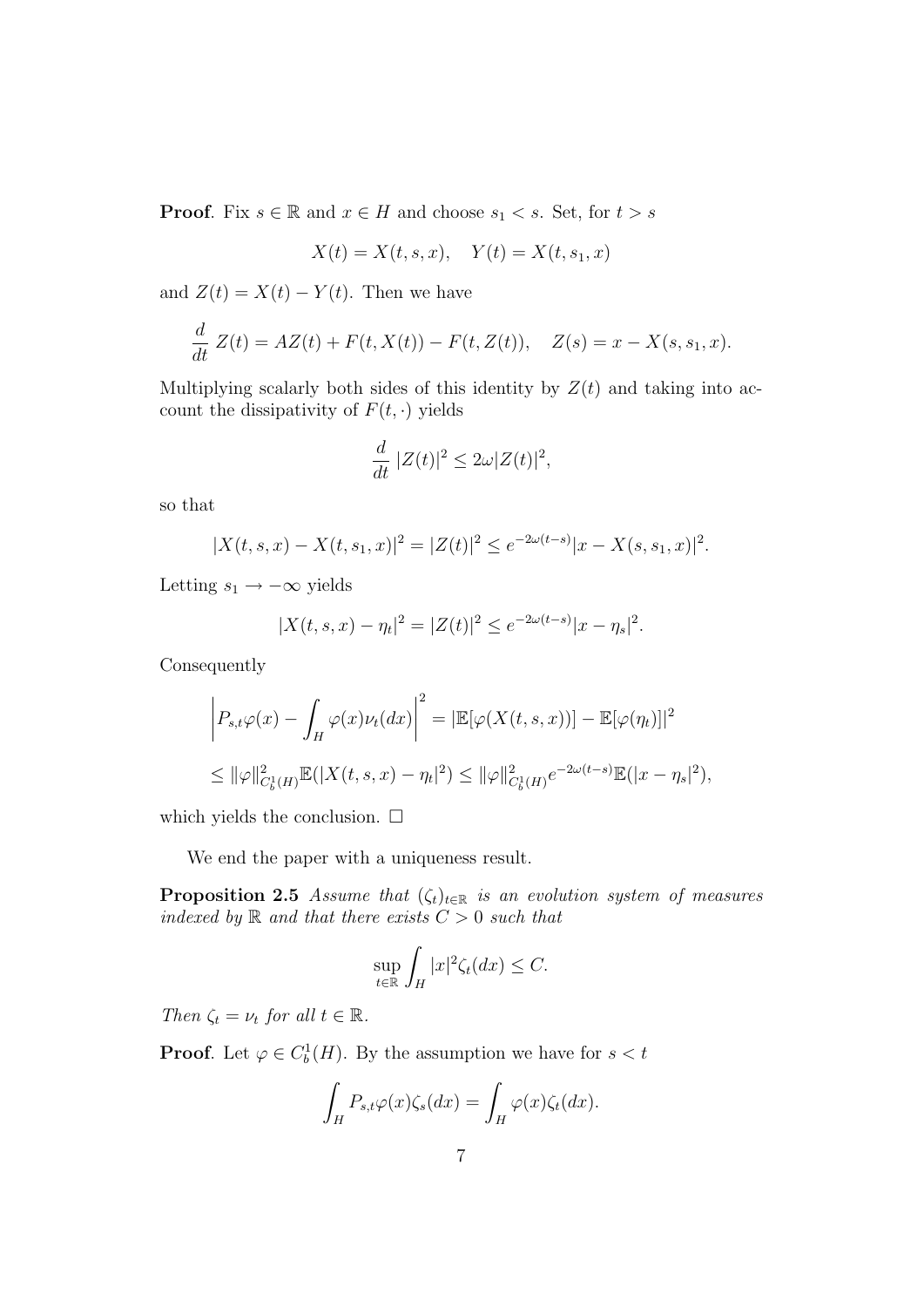**Proof**. Fix $s \in \mathbb{R}$ and $x \in H$ and choose $s_1 < s$. Set, for $t > s$

$$X(t) = X(t, s, x), \quad Y(t) = X(t, s_1, x)$$

and $Z(t) = X(t) - Y(t)$. Then we have

$$\frac{d}{dt}\, Z(t) = AZ(t) + F(t, X(t)) - F(t, Z(t)), \quad Z(s) = x - X(s, s_1, x).$$

Multiplying scalarly both sides of this identity by $Z(t)$ and taking into account the dissipativity of $F(t, \cdot)$ yields

$$\frac{d}{dt}\, |Z(t)|^2 \leq 2\omega |Z(t)|^2,$$

so that

$$|X(t, s, x) - X(t, s_1, x)|^2 = |Z(t)|^2 \leq e^{-2\omega(t-s)} |x - X(s, s_1, x)|^2.$$

Letting $s_1 \to -\infty$ yields

$$|X(t, s, x) - \eta_t|^2 = |Z(t)|^2 \leq e^{-2\omega(t-s)} |x - \eta_s|^2.$$

Consequently

$$\left| P_{s,t}\varphi(x) - \int_H \varphi(x)\nu_t(dx) \right|^2 = |\mathbb{E}[\varphi(X(t, s, x))] - \mathbb{E}[\varphi(\eta_t)]|^2$$

$$\leq \|\varphi\|^2_{C^1_b(H)} \mathbb{E}(|X(t, s, x) - \eta_t|^2) \leq \|\varphi\|^2_{C^1_b(H)} e^{-2\omega(t-s)} \mathbb{E}(|x - \eta_s|^2),$$

which yields the conclusion. $\square$

We end the paper with a uniqueness result.

**Proposition 2.5** *Assume that $(\zeta_t)_{t \in \mathbb{R}}$ is an evolution system of measures indexed by $\mathbb{R}$ and that there exists $C > 0$ such that*

$$\sup_{t \in \mathbb{R}} \int_H |x|^2 \zeta_t(dx) \leq C.$$

*Then $\zeta_t = \nu_t$ for all $t \in \mathbb{R}$.*

**Proof**. Let $\varphi \in C^1_b(H)$. By the assumption we have for $s < t$

$$\int_H P_{s,t}\varphi(x)\zeta_s(dx) = \int_H \varphi(x)\zeta_t(dx).$$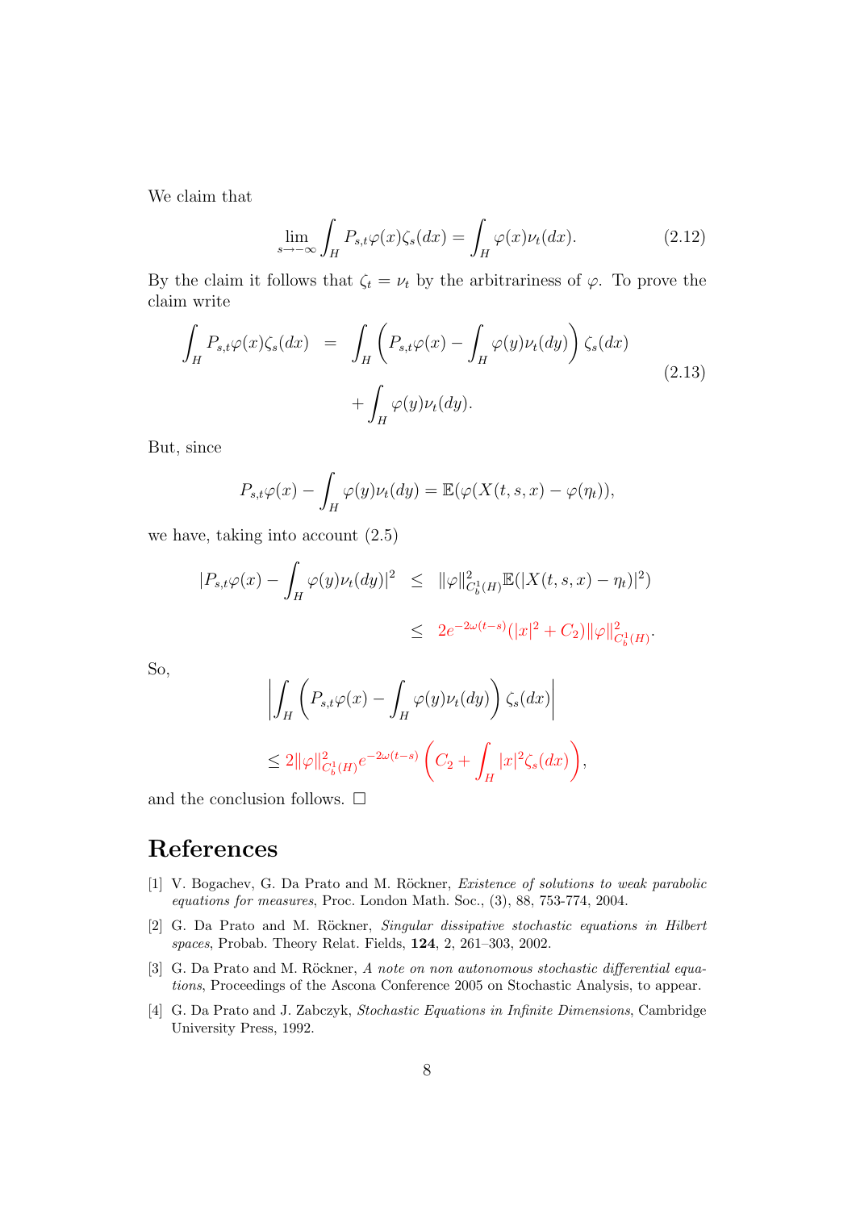We claim that

$$\lim_{s\to-\infty} \int_H P_{s,t}\varphi(x)\zeta_s(dx) = \int_H \varphi(x)\nu_t(dx). \tag{2.12}$$

By the claim it follows that $\zeta_t = \nu_t$ by the arbitrariness of $\varphi$. To prove the claim write

$$\begin{aligned}\int_H P_{s,t}\varphi(x)\zeta_s(dx) &= \int_H \left(P_{s,t}\varphi(x) - \int_H \varphi(y)\nu_t(dy)\right)\zeta_s(dx) \\ &\quad + \int_H \varphi(y)\nu_t(dy).\end{aligned} \tag{2.13}$$

But, since

$$P_{s,t}\varphi(x) - \int_H \varphi(y)\nu_t(dy) = \mathbb{E}(\varphi(X(t,s,x) - \varphi(\eta_t)),$$

we have, taking into account (2.5)

$$\begin{aligned}|P_{s,t}\varphi(x) - \int_H \varphi(y)\nu_t(dy)|^2 &\le \|\varphi\|^2_{C^1_b(H)}\mathbb{E}(|X(t,s,x) - \eta_t|^2) \\ &\le 2e^{-2\omega(t-s)}(|x|^2 + C_2)\|\varphi\|^2_{C^1_b(H)}.\end{aligned}$$

So,

$$\left|\int_H \left(P_{s,t}\varphi(x) - \int_H \varphi(y)\nu_t(dy)\right)\zeta_s(dx)\right|$$

$$\le 2\|\varphi\|^2_{C^1_b(H)}e^{-2\omega(t-s)}\left(C_2 + \int_H |x|^2\zeta_s(dx)\right),$$

and the conclusion follows. $\square$

# References

[1] V. Bogachev, G. Da Prato and M. Röckner, *Existence of solutions to weak parabolic equations for measures*, Proc. London Math. Soc., (3), 88, 753-774, 2004.

[2] G. Da Prato and M. Röckner, *Singular dissipative stochastic equations in Hilbert spaces*, Probab. Theory Relat. Fields, **124**, 2, 261–303, 2002.

[3] G. Da Prato and M. Röckner, *A note on non autonomous stochastic differential equations*, Proceedings of the Ascona Conference 2005 on Stochastic Analysis, to appear.

[4] G. Da Prato and J. Zabczyk, *Stochastic Equations in Infinite Dimensions*, Cambridge University Press, 1992.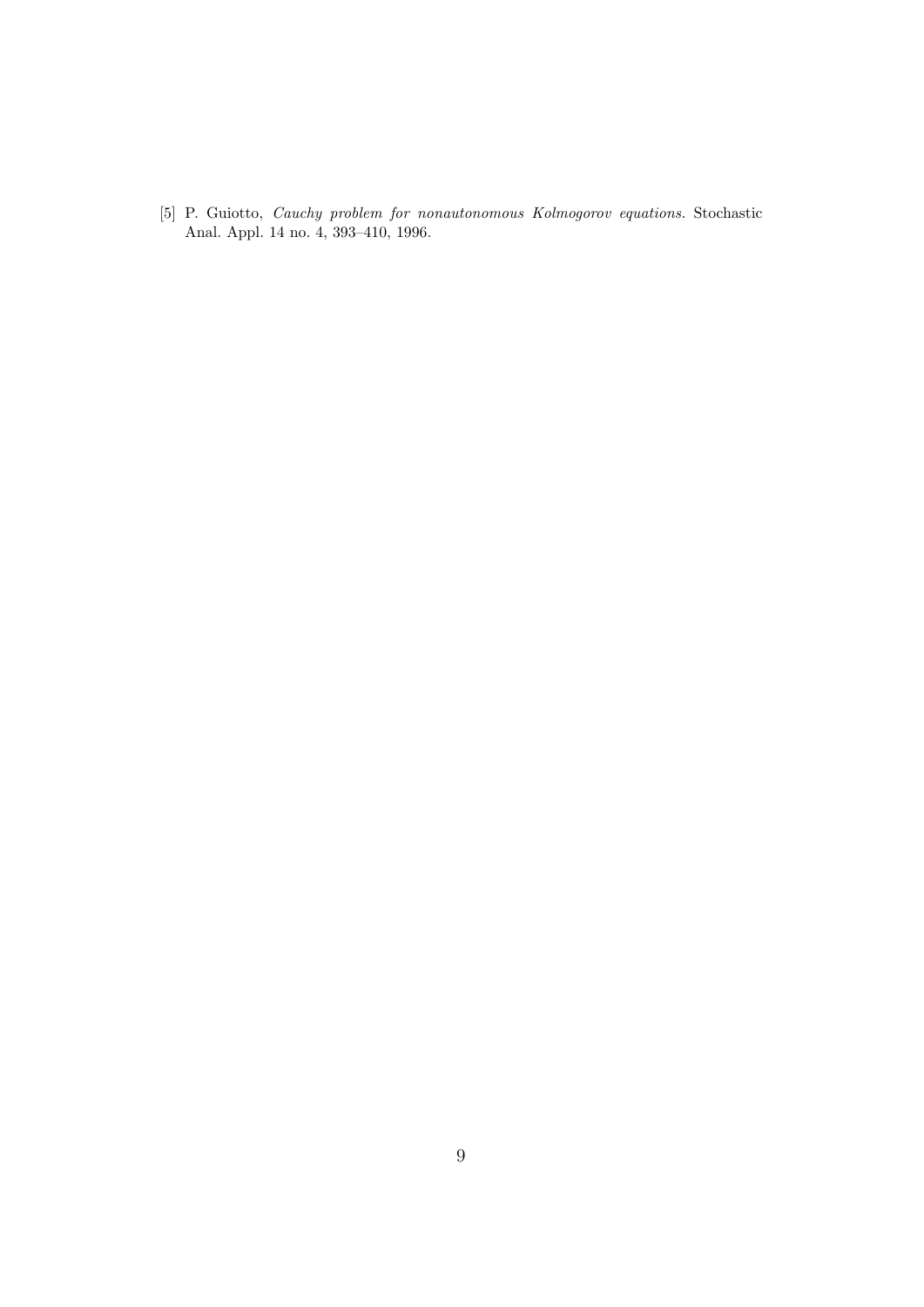[5] P. Guiotto, *Cauchy problem for nonautonomous Kolmogorov equations.* Stochastic Anal. Appl. 14 no. 4, 393–410, 1996.